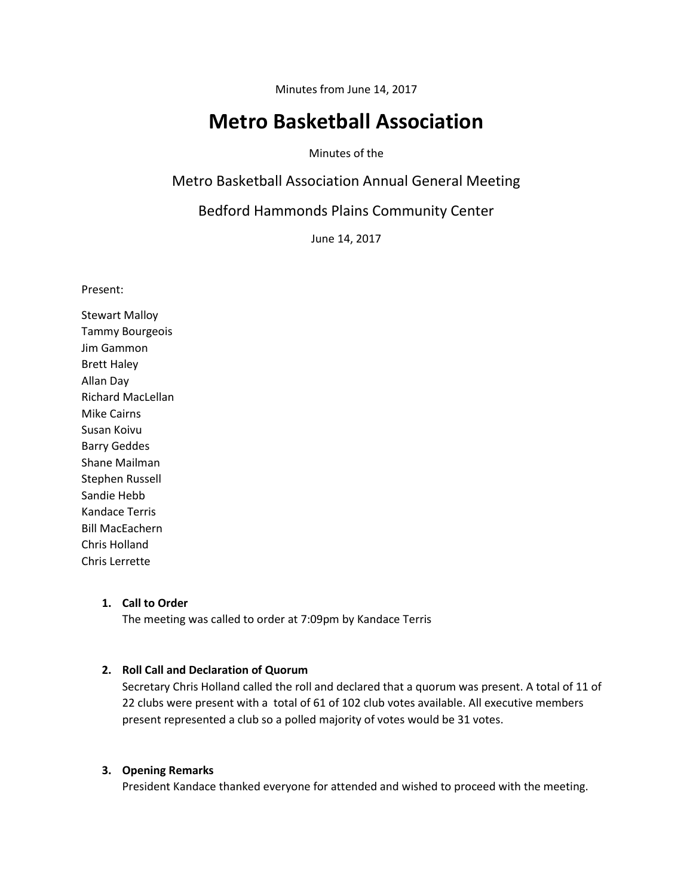Minutes from June 14, 2017

# Metro Basketball Association

Minutes of the

## Metro Basketball Association Annual General Meeting

## Bedford Hammonds Plains Community Center

June 14, 2017

Present:

Stewart Malloy
Tammy Bourgeois
Jim Gammon
Brett Haley
Allan Day
Richard MacLellan
Mike Cairns
Susan Koivu
Barry Geddes
Shane Mailman
Stephen Russell
Sandie Hebb
Kandace Terris
Bill MacEachern
Chris Holland
Chris Lerrette

1. **Call to Order**
   The meeting was called to order at 7:09pm by Kandace Terris

2. **Roll Call and Declaration of Quorum**
   Secretary Chris Holland called the roll and declared that a quorum was present. A total of 11 of 22 clubs were present with a total of 61 of 102 club votes available. All executive members present represented a club so a polled majority of votes would be 31 votes.

3. **Opening Remarks**
   President Kandace thanked everyone for attended and wished to proceed with the meeting.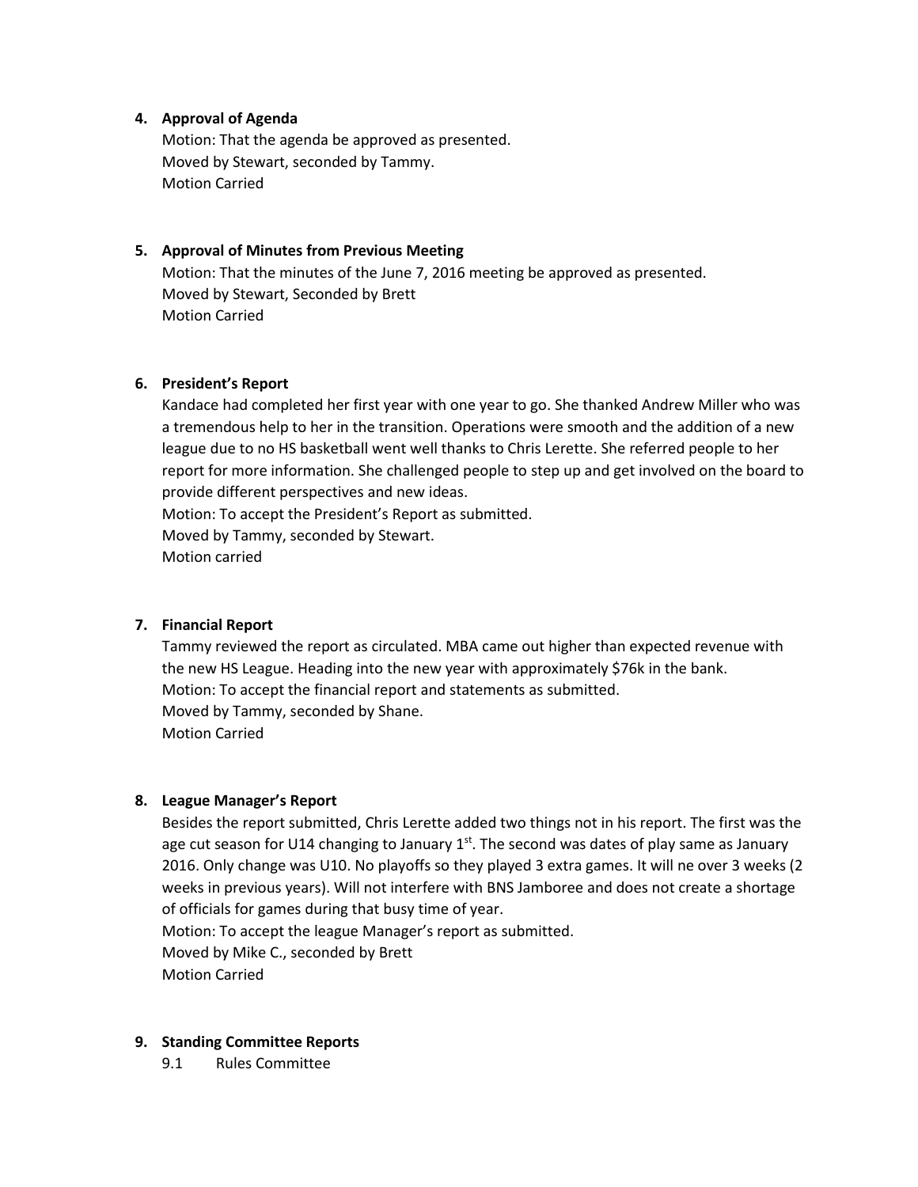4. **Approval of Agenda**

   Motion: That the agenda be approved as presented.
   Moved by Stewart, seconded by Tammy.
   Motion Carried

5. **Approval of Minutes from Previous Meeting**

   Motion: That the minutes of the June 7, 2016 meeting be approved as presented.
   Moved by Stewart, Seconded by Brett
   Motion Carried

6. **President's Report**

   Kandace had completed her first year with one year to go. She thanked Andrew Miller who was a tremendous help to her in the transition. Operations were smooth and the addition of a new league due to no HS basketball went well thanks to Chris Lerette. She referred people to her report for more information. She challenged people to step up and get involved on the board to provide different perspectives and new ideas.
   Motion: To accept the President's Report as submitted.
   Moved by Tammy, seconded by Stewart.
   Motion carried

7. **Financial Report**

   Tammy reviewed the report as circulated. MBA came out higher than expected revenue with the new HS League. Heading into the new year with approximately $76k in the bank.
   Motion: To accept the financial report and statements as submitted.
   Moved by Tammy, seconded by Shane.
   Motion Carried

8. **League Manager's Report**

   Besides the report submitted, Chris Lerette added two things not in his report. The first was the age cut season for U14 changing to January 1st. The second was dates of play same as January 2016. Only change was U10. No playoffs so they played 3 extra games. It will ne over 3 weeks (2 weeks in previous years). Will not interfere with BNS Jamboree and does not create a shortage of officials for games during that busy time of year.
   Motion: To accept the league Manager's report as submitted.
   Moved by Mike C., seconded by Brett
   Motion Carried

9. **Standing Committee Reports**

   9.1 Rules Committee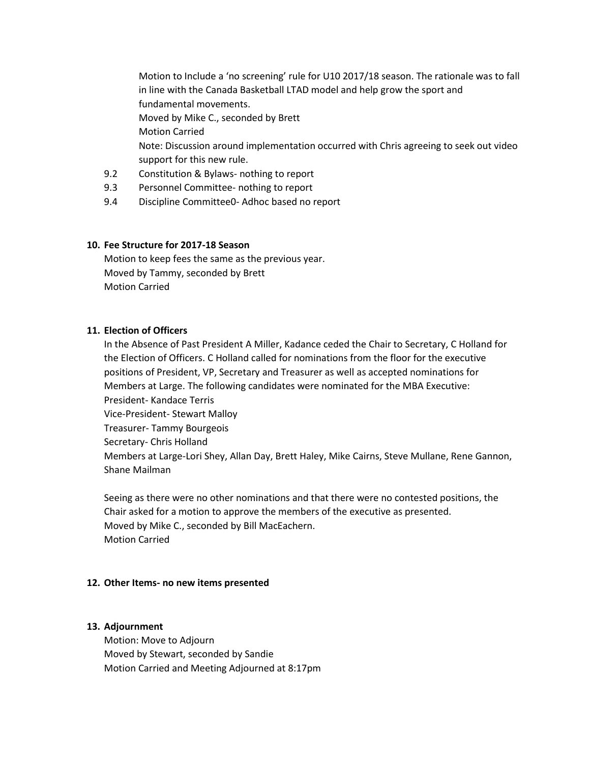Motion to Include a 'no screening' rule for U10 2017/18 season. The rationale was to fall in line with the Canada Basketball LTAD model and help grow the sport and fundamental movements.
Moved by Mike C., seconded by Brett
Motion Carried
Note: Discussion around implementation occurred with Chris agreeing to seek out video support for this new rule.

9.2 Constitution & Bylaws- nothing to report
9.3 Personnel Committee- nothing to report
9.4 Discipline Committee0- Adhoc based no report

**10. Fee Structure for 2017-18 Season**

Motion to keep fees the same as the previous year.
Moved by Tammy, seconded by Brett
Motion Carried

**11. Election of Officers**

In the Absence of Past President A Miller, Kadance ceded the Chair to Secretary, C Holland for the Election of Officers. C Holland called for nominations from the floor for the executive positions of President, VP, Secretary and Treasurer as well as accepted nominations for Members at Large. The following candidates were nominated for the MBA Executive:
President- Kandace Terris
Vice-President- Stewart Malloy
Treasurer- Tammy Bourgeois
Secretary- Chris Holland
Members at Large-Lori Shey, Allan Day, Brett Haley, Mike Cairns, Steve Mullane, Rene Gannon, Shane Mailman

Seeing as there were no other nominations and that there were no contested positions, the Chair asked for a motion to approve the members of the executive as presented.
Moved by Mike C., seconded by Bill MacEachern.
Motion Carried

**12. Other Items- no new items presented**

**13. Adjournment**

Motion: Move to Adjourn
Moved by Stewart, seconded by Sandie
Motion Carried and Meeting Adjourned at 8:17pm